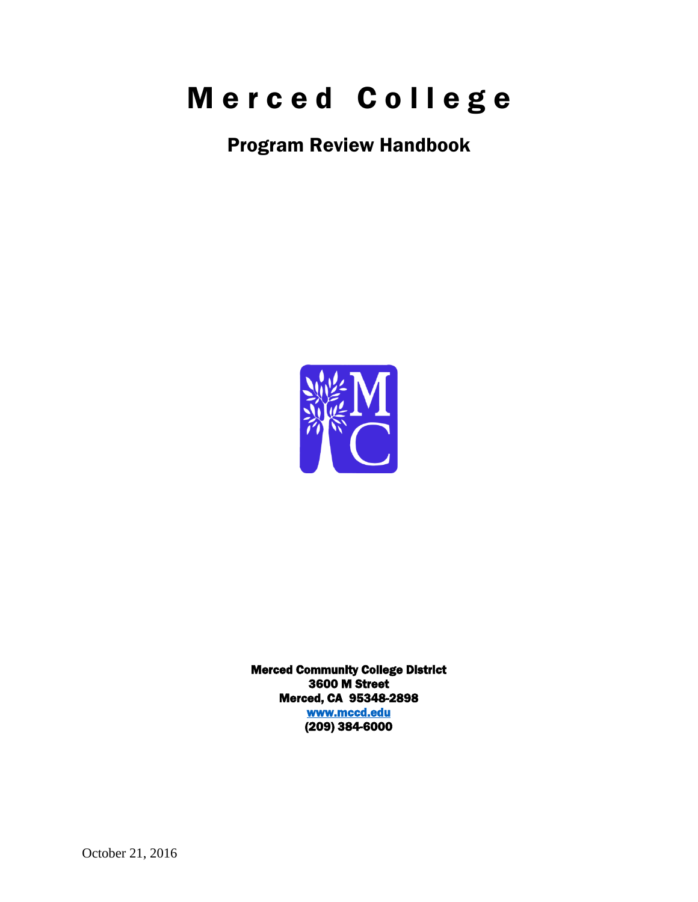# Merced College

## Program Review Handbook

**Merced Community College District**
**3600 M Street**
**Merced, CA 95348-2898**
**[www.mccd.edu](http://www.mccd.edu)**
**(209) 384-6000**

October 21, 2016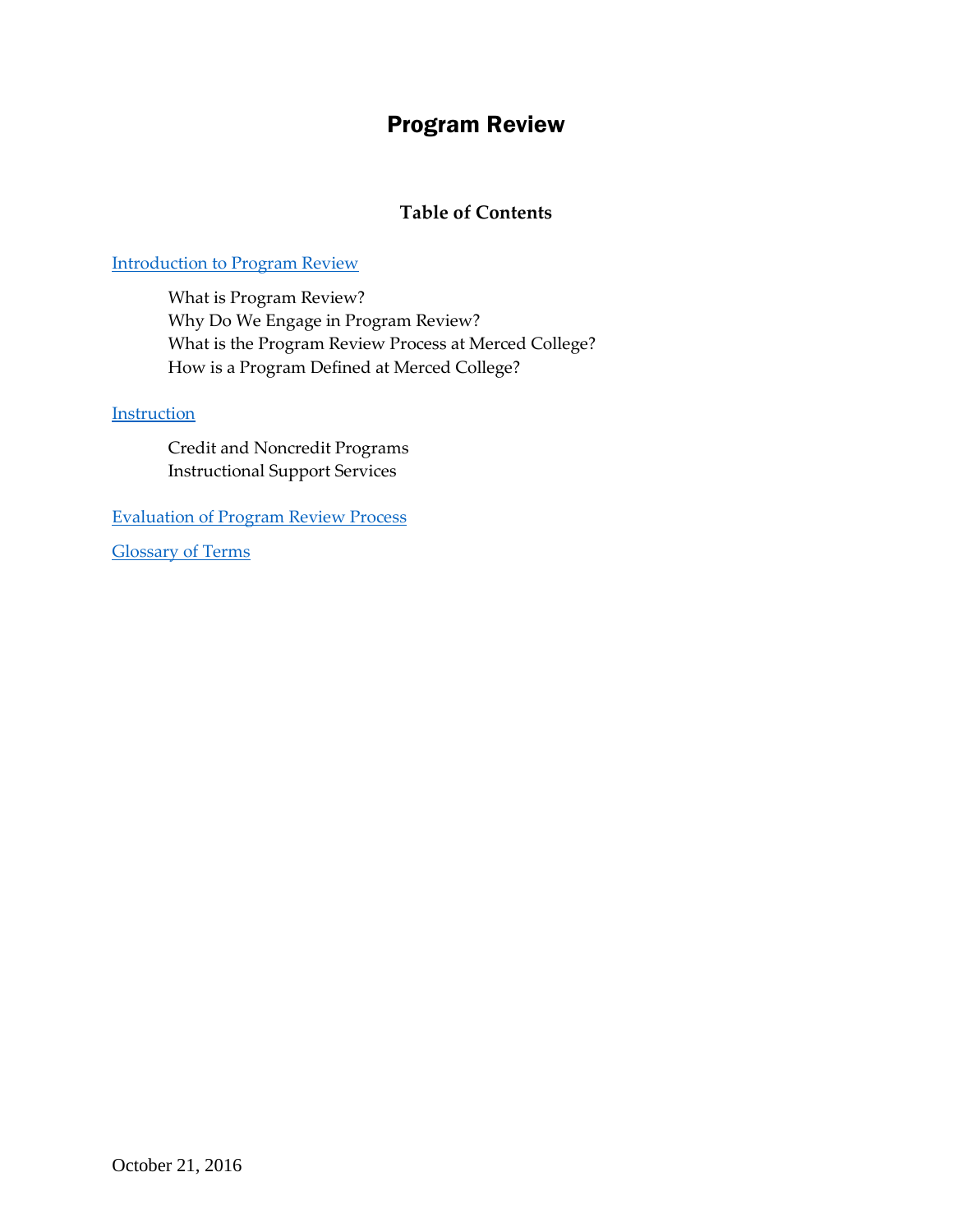# Program Review

## Table of Contents

[Introduction to Program Review]

- What is Program Review?
- Why Do We Engage in Program Review?
- What is the Program Review Process at Merced College?
- How is a Program Defined at Merced College?

[Instruction]

- Credit and Noncredit Programs
- Instructional Support Services

[Evaluation of Program Review Process]

[Glossary of Terms]

October 21, 2016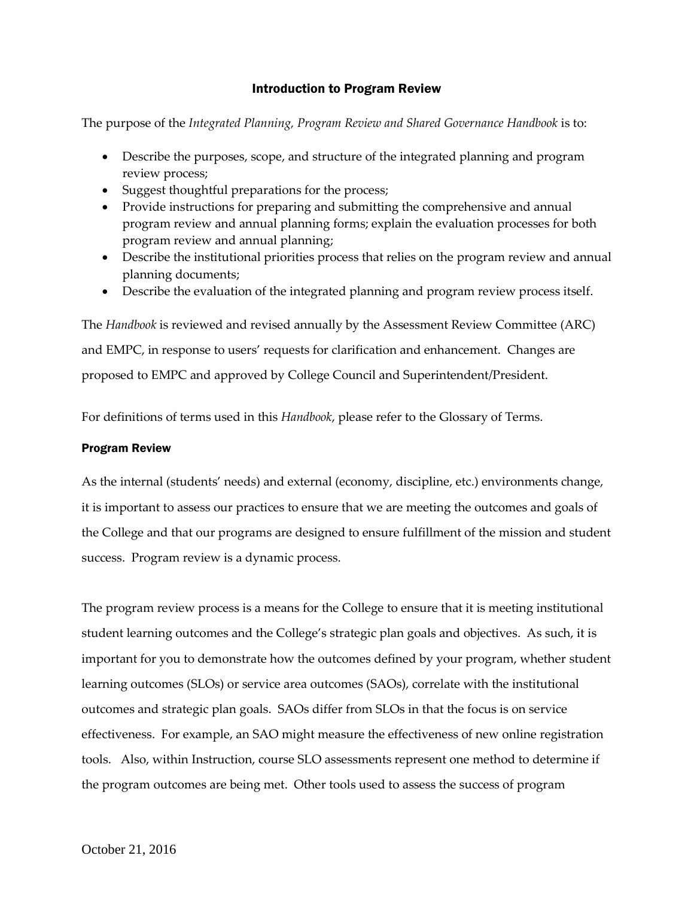## Introduction to Program Review

The purpose of the *Integrated Planning, Program Review and Shared Governance Handbook* is to:

- Describe the purposes, scope, and structure of the integrated planning and program review process;
- Suggest thoughtful preparations for the process;
- Provide instructions for preparing and submitting the comprehensive and annual program review and annual planning forms; explain the evaluation processes for both program review and annual planning;
- Describe the institutional priorities process that relies on the program review and annual planning documents;
- Describe the evaluation of the integrated planning and program review process itself.

The *Handbook* is reviewed and revised annually by the Assessment Review Committee (ARC) and EMPC, in response to users' requests for clarification and enhancement. Changes are proposed to EMPC and approved by College Council and Superintendent/President.

For definitions of terms used in this *Handbook*, please refer to the Glossary of Terms.

### Program Review

As the internal (students' needs) and external (economy, discipline, etc.) environments change, it is important to assess our practices to ensure that we are meeting the outcomes and goals of the College and that our programs are designed to ensure fulfillment of the mission and student success. Program review is a dynamic process.

The program review process is a means for the College to ensure that it is meeting institutional student learning outcomes and the College's strategic plan goals and objectives. As such, it is important for you to demonstrate how the outcomes defined by your program, whether student learning outcomes (SLOs) or service area outcomes (SAOs), correlate with the institutional outcomes and strategic plan goals. SAOs differ from SLOs in that the focus is on service effectiveness. For example, an SAO might measure the effectiveness of new online registration tools. Also, within Instruction, course SLO assessments represent one method to determine if the program outcomes are being met. Other tools used to assess the success of program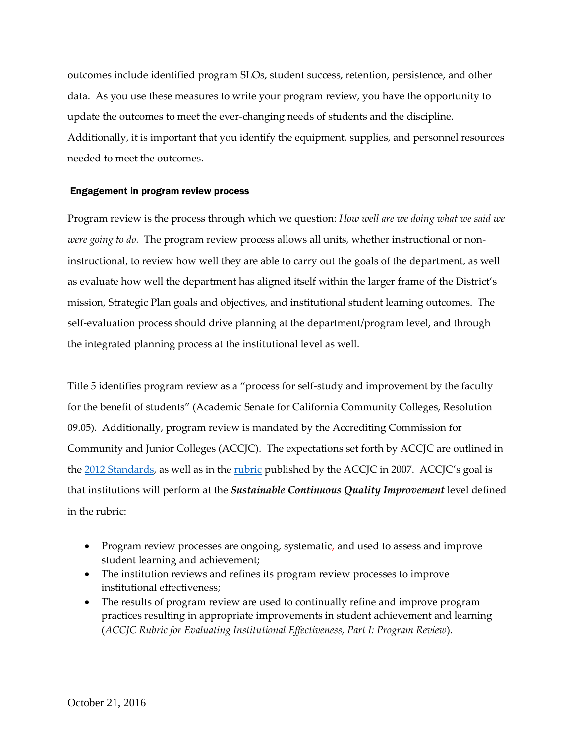outcomes include identified program SLOs, student success, retention, persistence, and other data. As you use these measures to write your program review, you have the opportunity to update the outcomes to meet the ever-changing needs of students and the discipline. Additionally, it is important that you identify the equipment, supplies, and personnel resources needed to meet the outcomes.

### Engagement in program review process

Program review is the process through which we question: *How well are we doing what we said we were going to do.* The program review process allows all units, whether instructional or non-instructional, to review how well they are able to carry out the goals of the department, as well as evaluate how well the department has aligned itself within the larger frame of the District's mission, Strategic Plan goals and objectives, and institutional student learning outcomes. The self-evaluation process should drive planning at the department/program level, and through the integrated planning process at the institutional level as well.

Title 5 identifies program review as a "process for self-study and improvement by the faculty for the benefit of students" (Academic Senate for California Community Colleges, Resolution 09.05). Additionally, program review is mandated by the Accrediting Commission for Community and Junior Colleges (ACCJC). The expectations set forth by ACCJC are outlined in the 2012 Standards, as well as in the rubric published by the ACCJC in 2007. ACCJC's goal is that institutions will perform at the ***Sustainable Continuous Quality Improvement*** level defined in the rubric:

- Program review processes are ongoing, systematic, and used to assess and improve student learning and achievement;
- The institution reviews and refines its program review processes to improve institutional effectiveness;
- The results of program review are used to continually refine and improve program practices resulting in appropriate improvements in student achievement and learning (*ACCJC Rubric for Evaluating Institutional Effectiveness, Part I: Program Review*).

October 21, 2016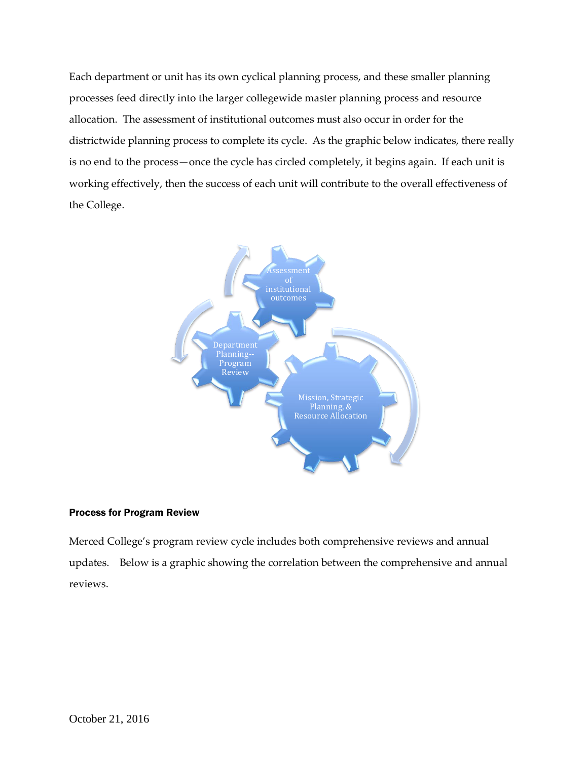Each department or unit has its own cyclical planning process, and these smaller planning processes feed directly into the larger collegewide master planning process and resource allocation. The assessment of institutional outcomes must also occur in order for the districtwide planning process to complete its cycle. As the graphic below indicates, there really is no end to the process—once the cycle has circled completely, it begins again. If each unit is working effectively, then the success of each unit will contribute to the overall effectiveness of the College.

Assessment of institutional outcomes

Department Planning--Program Review

Mission, Strategic Planning, & Resource Allocation

**Process for Program Review**

Merced College's program review cycle includes both comprehensive reviews and annual updates. Below is a graphic showing the correlation between the comprehensive and annual reviews.

October 21, 2016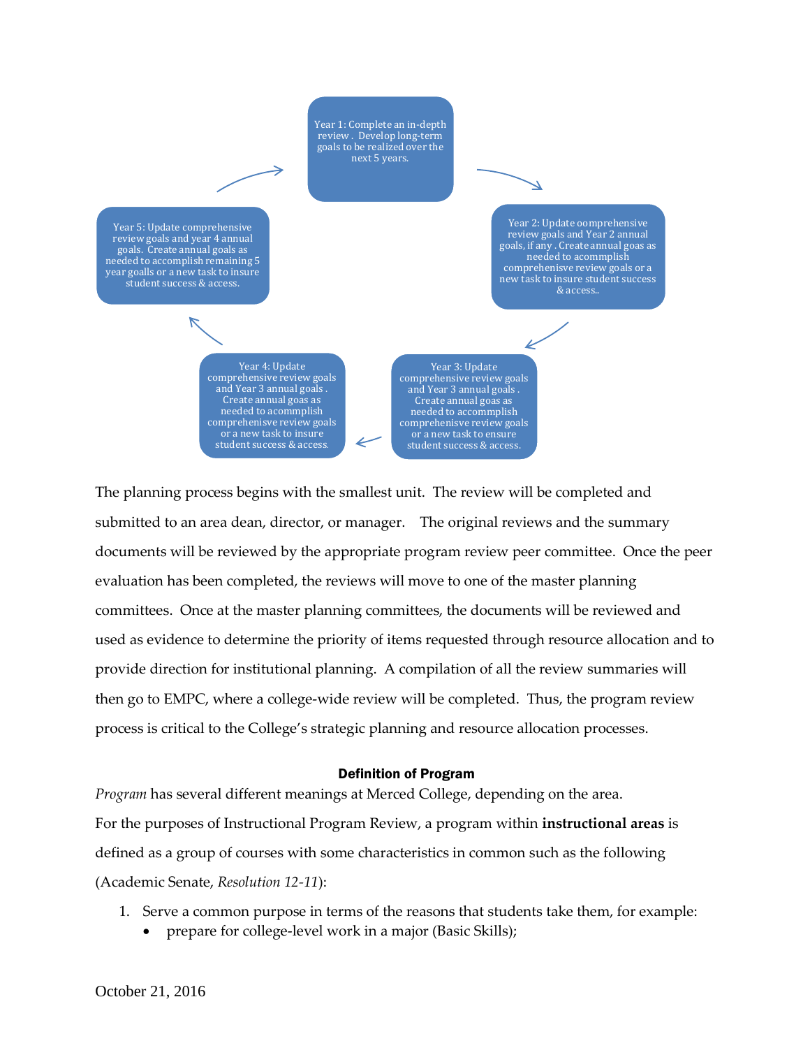Year 1: Complete an in-depth review . Develop long-term goals to be realized over the next 5 years.

Year 2: Update oomprehensive review goals and Year 2 annual goals, if any . Create annual goas as needed to acommplish comprehenisve review goals or a new task to insure student success & access..

Year 3: Update comprehensive review goals and Year 3 annual goals . Create annual goas as needed to accommplish comprehensive review goals or a new task to ensure student success & access.

Year 4: Update comprehensive review goals and Year 3 annual goals . Create annual goas as needed to acommplish comprehenisve review goals or a new task to insure student success & access.

Year 5: Update comprehensive review goals and year 4 annual goals. Create annual goals as needed to accomplish remaining 5 year goalls or a new task to insure student success & access.

The planning process begins with the smallest unit. The review will be completed and submitted to an area dean, director, or manager. The original reviews and the summary documents will be reviewed by the appropriate program review peer committee. Once the peer evaluation has been completed, the reviews will move to one of the master planning committees. Once at the master planning committees, the documents will be reviewed and used as evidence to determine the priority of items requested through resource allocation and to provide direction for institutional planning. A compilation of all the review summaries will then go to EMPC, where a college-wide review will be completed. Thus, the program review process is critical to the College's strategic planning and resource allocation processes.

**Definition of Program**

*Program* has several different meanings at Merced College, depending on the area.

For the purposes of Instructional Program Review, a program within **instructional areas** is defined as a group of courses with some characteristics in common such as the following (Academic Senate, *Resolution 12-11*):

1. Serve a common purpose in terms of the reasons that students take them, for example:
   - prepare for college-level work in a major (Basic Skills);

October 21, 2016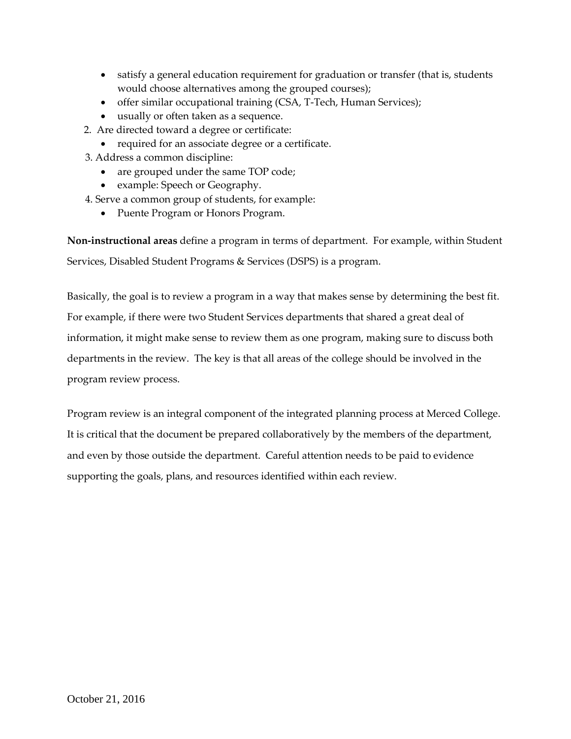- satisfy a general education requirement for graduation or transfer (that is, students would choose alternatives among the grouped courses);
- offer similar occupational training (CSA, T-Tech, Human Services);
- usually or often taken as a sequence.

2. Are directed toward a degree or certificate:
   - required for an associate degree or a certificate.
3. Address a common discipline:
   - are grouped under the same TOP code;
   - example: Speech or Geography.
4. Serve a common group of students, for example:
   - Puente Program or Honors Program.

**Non-instructional areas** define a program in terms of department. For example, within Student Services, Disabled Student Programs & Services (DSPS) is a program.

Basically, the goal is to review a program in a way that makes sense by determining the best fit. For example, if there were two Student Services departments that shared a great deal of information, it might make sense to review them as one program, making sure to discuss both departments in the review. The key is that all areas of the college should be involved in the program review process.

Program review is an integral component of the integrated planning process at Merced College. It is critical that the document be prepared collaboratively by the members of the department, and even by those outside the department. Careful attention needs to be paid to evidence supporting the goals, plans, and resources identified within each review.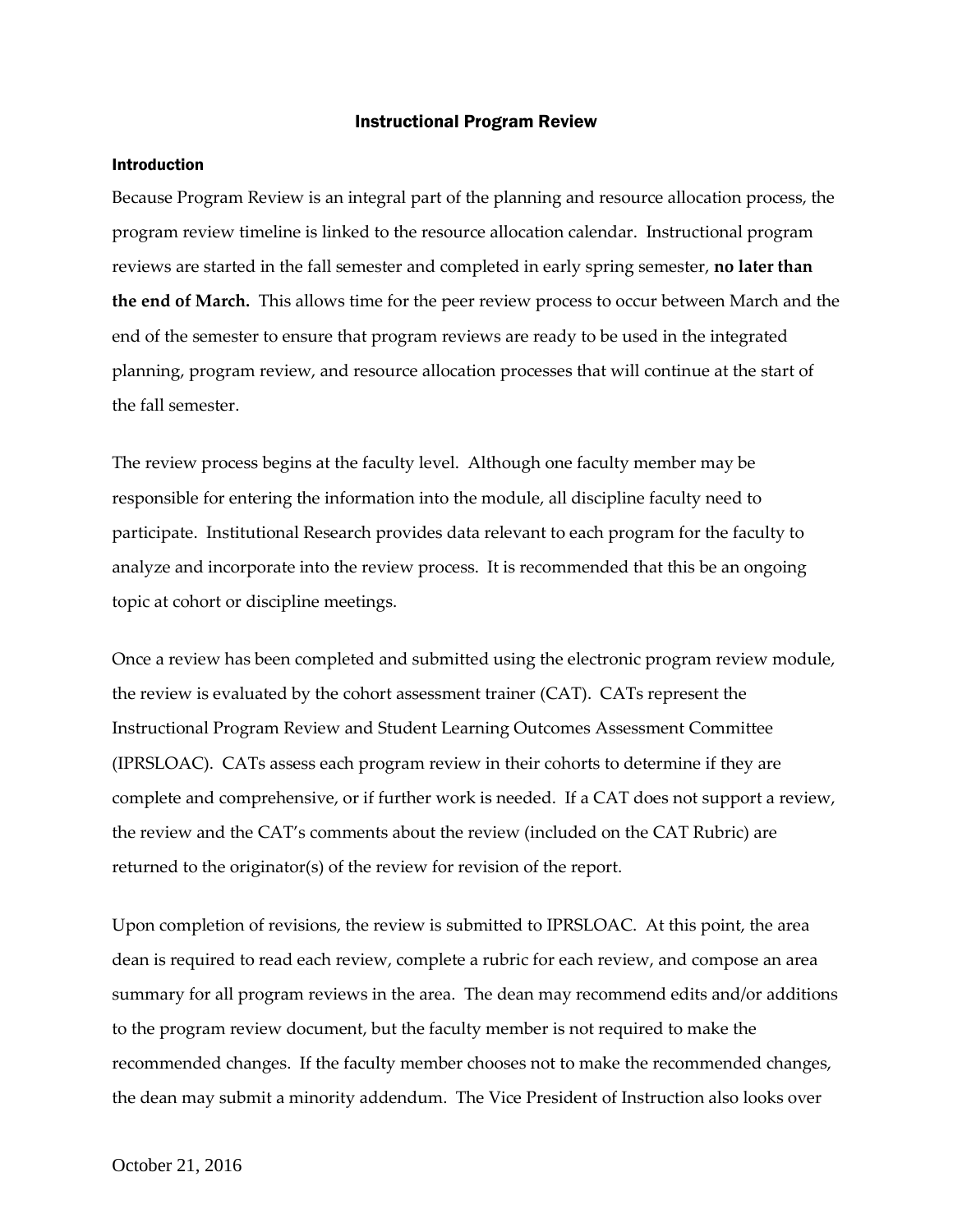## Instructional Program Review

### Introduction

Because Program Review is an integral part of the planning and resource allocation process, the program review timeline is linked to the resource allocation calendar. Instructional program reviews are started in the fall semester and completed in early spring semester, **no later than the end of March.** This allows time for the peer review process to occur between March and the end of the semester to ensure that program reviews are ready to be used in the integrated planning, program review, and resource allocation processes that will continue at the start of the fall semester.

The review process begins at the faculty level. Although one faculty member may be responsible for entering the information into the module, all discipline faculty need to participate. Institutional Research provides data relevant to each program for the faculty to analyze and incorporate into the review process. It is recommended that this be an ongoing topic at cohort or discipline meetings.

Once a review has been completed and submitted using the electronic program review module, the review is evaluated by the cohort assessment trainer (CAT). CATs represent the Instructional Program Review and Student Learning Outcomes Assessment Committee (IPRSLOAC). CATs assess each program review in their cohorts to determine if they are complete and comprehensive, or if further work is needed. If a CAT does not support a review, the review and the CAT's comments about the review (included on the CAT Rubric) are returned to the originator(s) of the review for revision of the report.

Upon completion of revisions, the review is submitted to IPRSLOAC. At this point, the area dean is required to read each review, complete a rubric for each review, and compose an area summary for all program reviews in the area. The dean may recommend edits and/or additions to the program review document, but the faculty member is not required to make the recommended changes. If the faculty member chooses not to make the recommended changes, the dean may submit a minority addendum. The Vice President of Instruction also looks over

October 21, 2016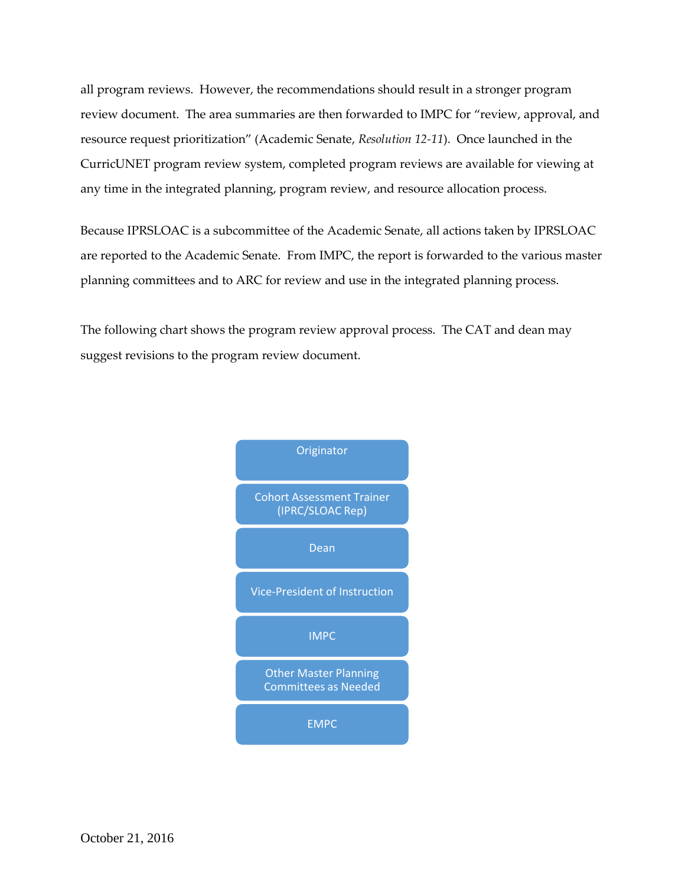all program reviews. However, the recommendations should result in a stronger program review document. The area summaries are then forwarded to IMPC for "review, approval, and resource request prioritization" (Academic Senate, *Resolution 12-11*). Once launched in the CurricUNET program review system, completed program reviews are available for viewing at any time in the integrated planning, program review, and resource allocation process.

Because IPRSLOAC is a subcommittee of the Academic Senate, all actions taken by IPRSLOAC are reported to the Academic Senate. From IMPC, the report is forwarded to the various master planning committees and to ARC for review and use in the integrated planning process.

The following chart shows the program review approval process. The CAT and dean may suggest revisions to the program review document.

- Originator
- Cohort Assessment Trainer (IPRC/SLOAC Rep)
- Dean
- Vice-President of Instruction
- IMPC
- Other Master Planning Committees as Needed
- EMPC

October 21, 2016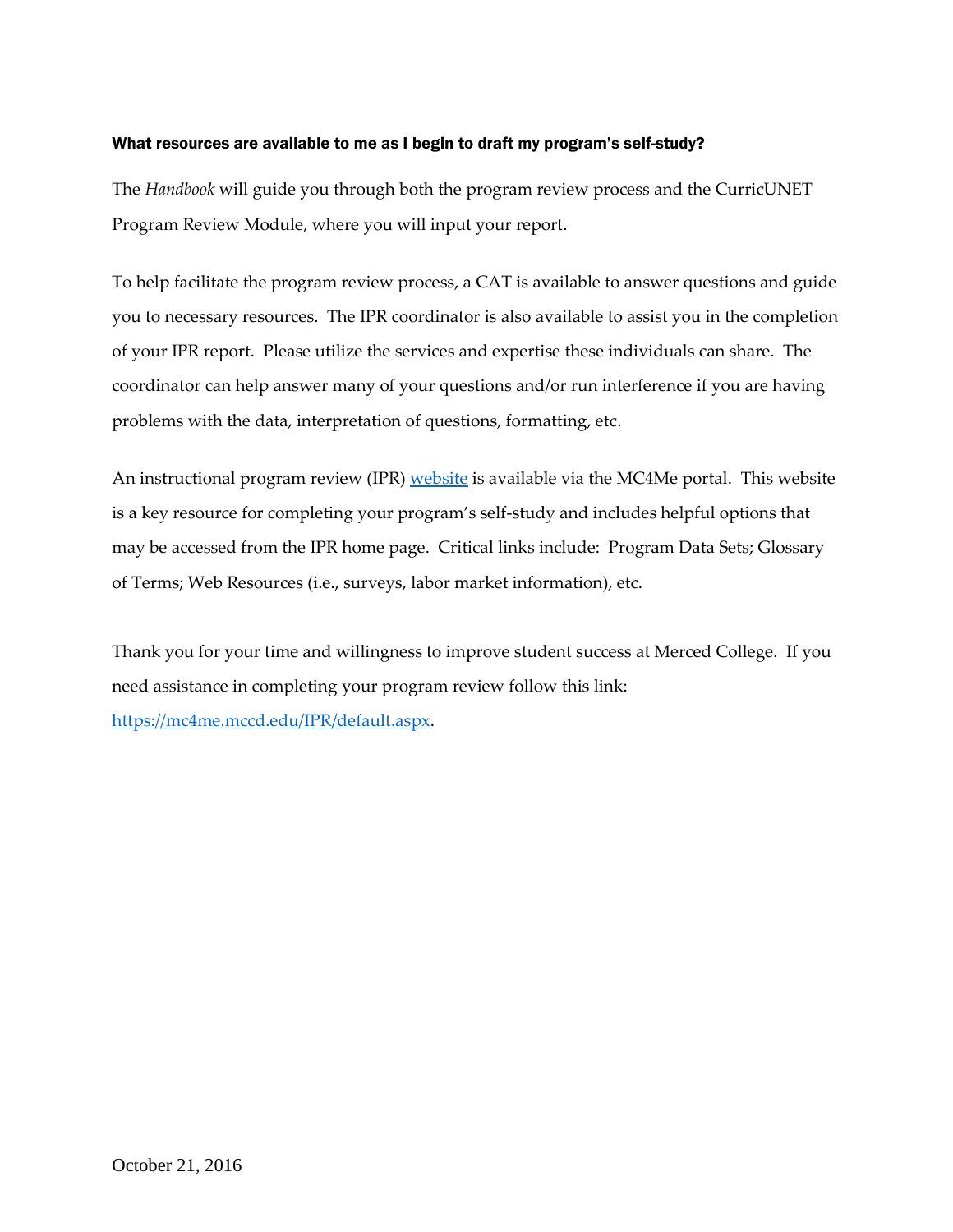### What resources are available to me as I begin to draft my program's self-study?

The *Handbook* will guide you through both the program review process and the CurricUNET Program Review Module, where you will input your report.

To help facilitate the program review process, a CAT is available to answer questions and guide you to necessary resources. The IPR coordinator is also available to assist you in the completion of your IPR report. Please utilize the services and expertise these individuals can share. The coordinator can help answer many of your questions and/or run interference if you are having problems with the data, interpretation of questions, formatting, etc.

An instructional program review (IPR) [website](https://mc4me.mccd.edu/IPR/default.aspx) is available via the MC4Me portal. This website is a key resource for completing your program's self-study and includes helpful options that may be accessed from the IPR home page. Critical links include: Program Data Sets; Glossary of Terms; Web Resources (i.e., surveys, labor market information), etc.

Thank you for your time and willingness to improve student success at Merced College. If you need assistance in completing your program review follow this link: [https://mc4me.mccd.edu/IPR/default.aspx](https://mc4me.mccd.edu/IPR/default.aspx).

October 21, 2016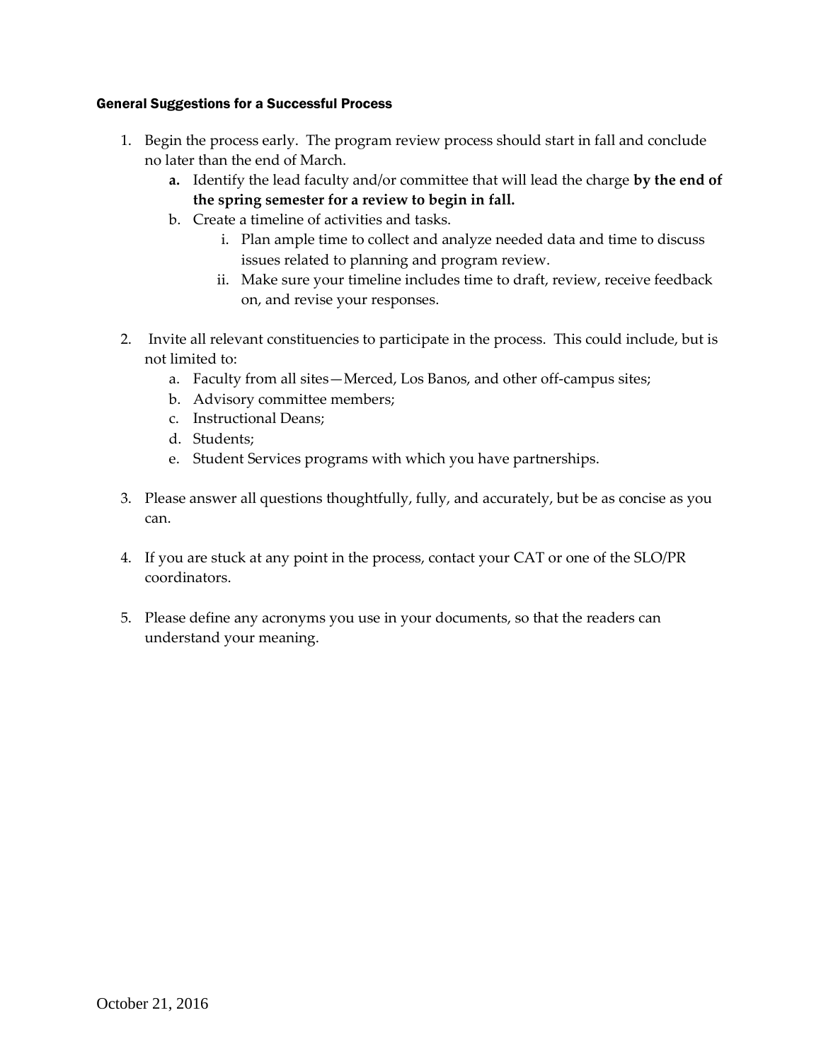#### General Suggestions for a Successful Process

1. Begin the process early. The program review process should start in fall and conclude no later than the end of March.
   a. Identify the lead faculty and/or committee that will lead the charge **by the end of the spring semester for a review to begin in fall.**
   b. Create a timeline of activities and tasks.
      i. Plan ample time to collect and analyze needed data and time to discuss issues related to planning and program review.
      ii. Make sure your timeline includes time to draft, review, receive feedback on, and revise your responses.

2. Invite all relevant constituencies to participate in the process. This could include, but is not limited to:
   a. Faculty from all sites—Merced, Los Banos, and other off-campus sites;
   b. Advisory committee members;
   c. Instructional Deans;
   d. Students;
   e. Student Services programs with which you have partnerships.

3. Please answer all questions thoughtfully, fully, and accurately, but be as concise as you can.

4. If you are stuck at any point in the process, contact your CAT or one of the SLO/PR coordinators.

5. Please define any acronyms you use in your documents, so that the readers can understand your meaning.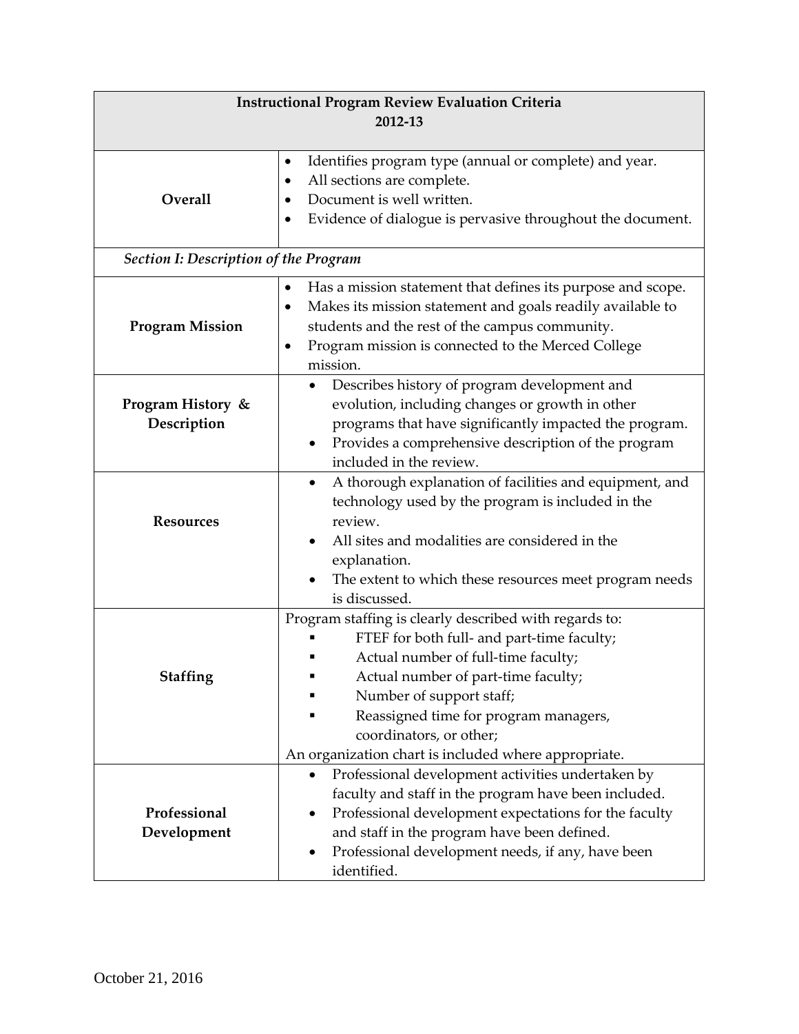| Instructional Program Review Evaluation Criteria 2012-13 | |
|---|---|
| **Overall** | • Identifies program type (annual or complete) and year.<br>• All sections are complete.<br>• Document is well written.<br>• Evidence of dialogue is pervasive throughout the document. |
| *Section I: Description of the Program* | |
| **Program Mission** | • Has a mission statement that defines its purpose and scope.<br>• Makes its mission statement and goals readily available to students and the rest of the campus community.<br>• Program mission is connected to the Merced College mission. |
| **Program History & Description** | • Describes history of program development and evolution, including changes or growth in other programs that have significantly impacted the program.<br>• Provides a comprehensive description of the program included in the review. |
| **Resources** | • A thorough explanation of facilities and equipment, and technology used by the program is included in the review.<br>• All sites and modalities are considered in the explanation.<br>• The extent to which these resources meet program needs is discussed. |
| **Staffing** | Program staffing is clearly described with regards to:<br>▪ FTEF for both full- and part-time faculty;<br>▪ Actual number of full-time faculty;<br>▪ Actual number of part-time faculty;<br>▪ Number of support staff;<br>▪ Reassigned time for program managers, coordinators, or other;<br>An organization chart is included where appropriate. |
| **Professional Development** | • Professional development activities undertaken by faculty and staff in the program have been included.<br>• Professional development expectations for the faculty and staff in the program have been defined.<br>• Professional development needs, if any, have been identified. |

October 21, 2016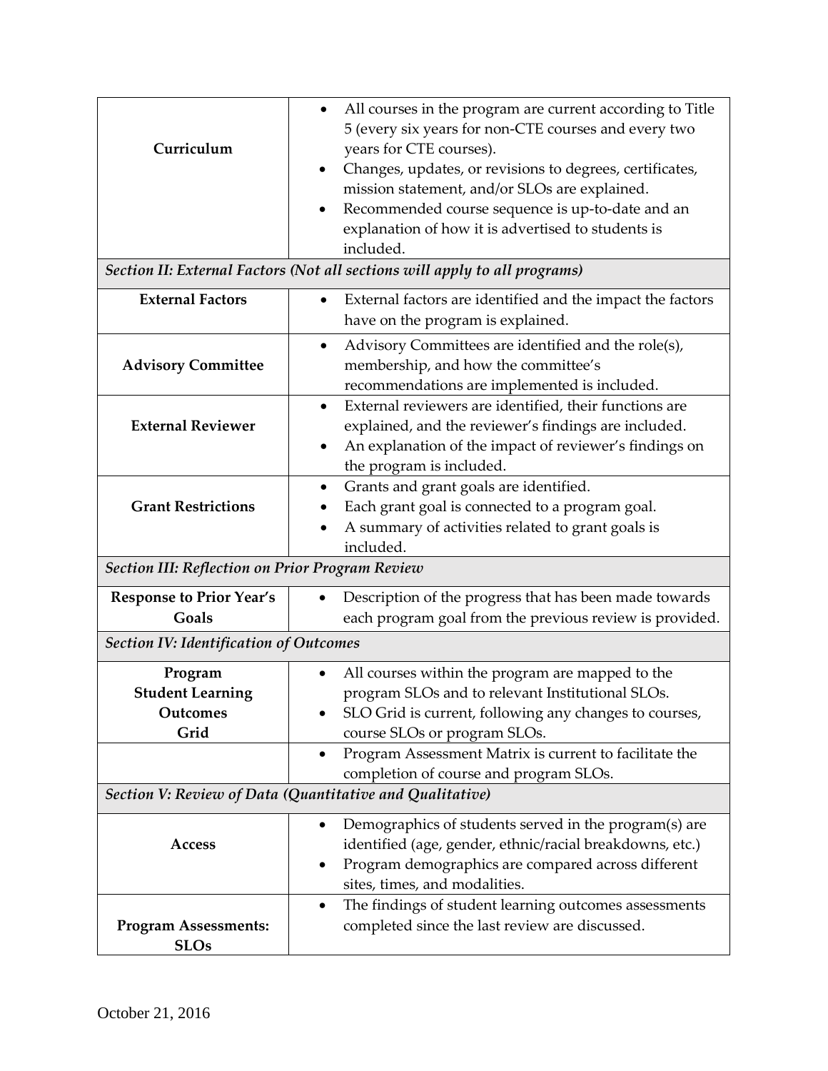| | |
|---|---|
| **Curriculum** | • All courses in the program are current according to Title 5 (every six years for non-CTE courses and every two years for CTE courses).<br>• Changes, updates, or revisions to degrees, certificates, mission statement, and/or SLOs are explained.<br>• Recommended course sequence is up-to-date and an explanation of how it is advertised to students is included. |
| *Section II: External Factors (Not all sections will apply to all programs)* | |
| **External Factors** | • External factors are identified and the impact the factors have on the program is explained. |
| **Advisory Committee** | • Advisory Committees are identified and the role(s), membership, and how the committee's recommendations are implemented is included. |
| **External Reviewer** | • External reviewers are identified, their functions are explained, and the reviewer's findings are included.<br>• An explanation of the impact of reviewer's findings on the program is included. |
| **Grant Restrictions** | • Grants and grant goals are identified.<br>• Each grant goal is connected to a program goal.<br>• A summary of activities related to grant goals is included. |
| *Section III: Reflection on Prior Program Review* | |
| **Response to Prior Year's Goals** | • Description of the progress that has been made towards each program goal from the previous review is provided. |
| *Section IV: Identification of Outcomes* | |
| **Program Student Learning Outcomes Grid** | • All courses within the program are mapped to the program SLOs and to relevant Institutional SLOs.<br>• SLO Grid is current, following any changes to courses, course SLOs or program SLOs. |
| | • Program Assessment Matrix is current to facilitate the completion of course and program SLOs. |
| *Section V: Review of Data (Quantitative and Qualitative)* | |
| **Access** | • Demographics of students served in the program(s) are identified (age, gender, ethnic/racial breakdowns, etc.)<br>• Program demographics are compared across different sites, times, and modalities. |
| **Program Assessments: SLOs** | • The findings of student learning outcomes assessments completed since the last review are discussed. |

October 21, 2016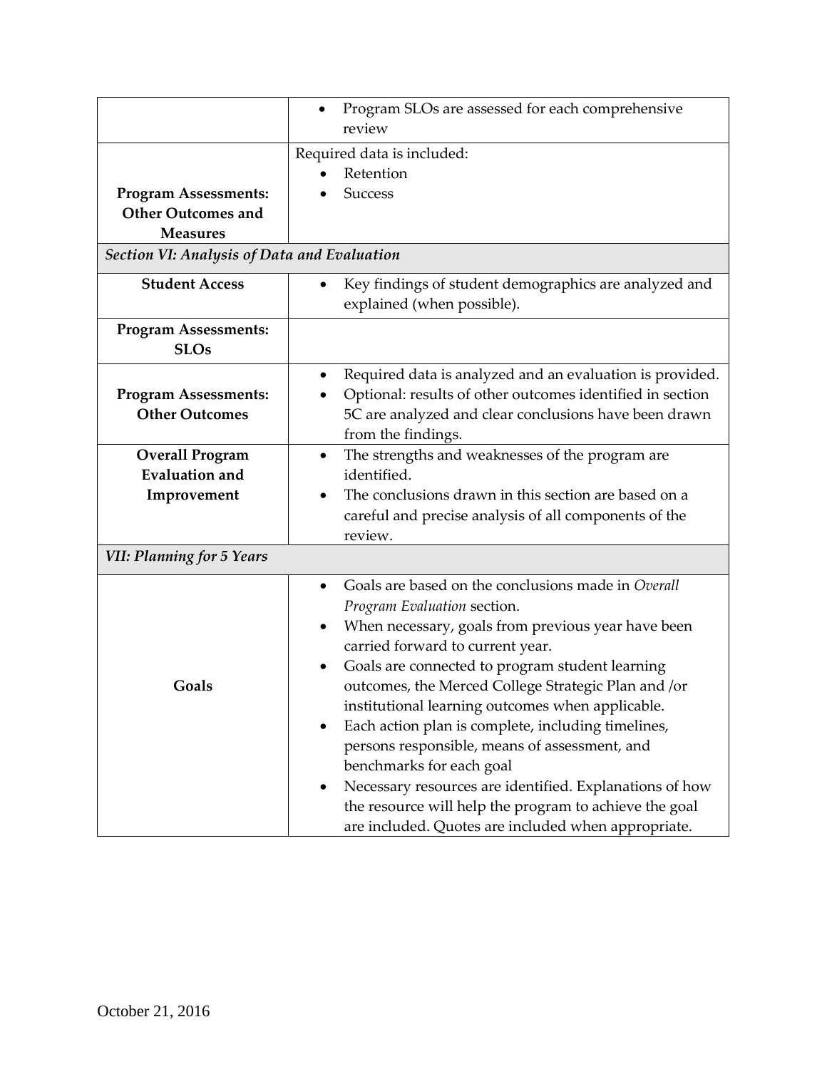| | |
|---|---|
| | • Program SLOs are assessed for each comprehensive review |
| **Program Assessments: Other Outcomes and Measures** | Required data is included:<br>• Retention<br>• Success |
| ***Section VI: Analysis of Data and Evaluation*** | |
| **Student Access** | • Key findings of student demographics are analyzed and explained (when possible). |
| **Program Assessments: SLOs** | |
| **Program Assessments: Other Outcomes** | • Required data is analyzed and an evaluation is provided.<br>• Optional: results of other outcomes identified in section 5C are analyzed and clear conclusions have been drawn from the findings. |
| **Overall Program Evaluation and Improvement** | • The strengths and weaknesses of the program are identified.<br>• The conclusions drawn in this section are based on a careful and precise analysis of all components of the review. |
| ***VII: Planning for 5 Years*** | |
| **Goals** | • Goals are based on the conclusions made in *Overall Program Evaluation* section.<br>• When necessary, goals from previous year have been carried forward to current year.<br>• Goals are connected to program student learning outcomes, the Merced College Strategic Plan and /or institutional learning outcomes when applicable.<br>• Each action plan is complete, including timelines, persons responsible, means of assessment, and benchmarks for each goal<br>• Necessary resources are identified. Explanations of how the resource will help the program to achieve the goal are included. Quotes are included when appropriate. |

October 21, 2016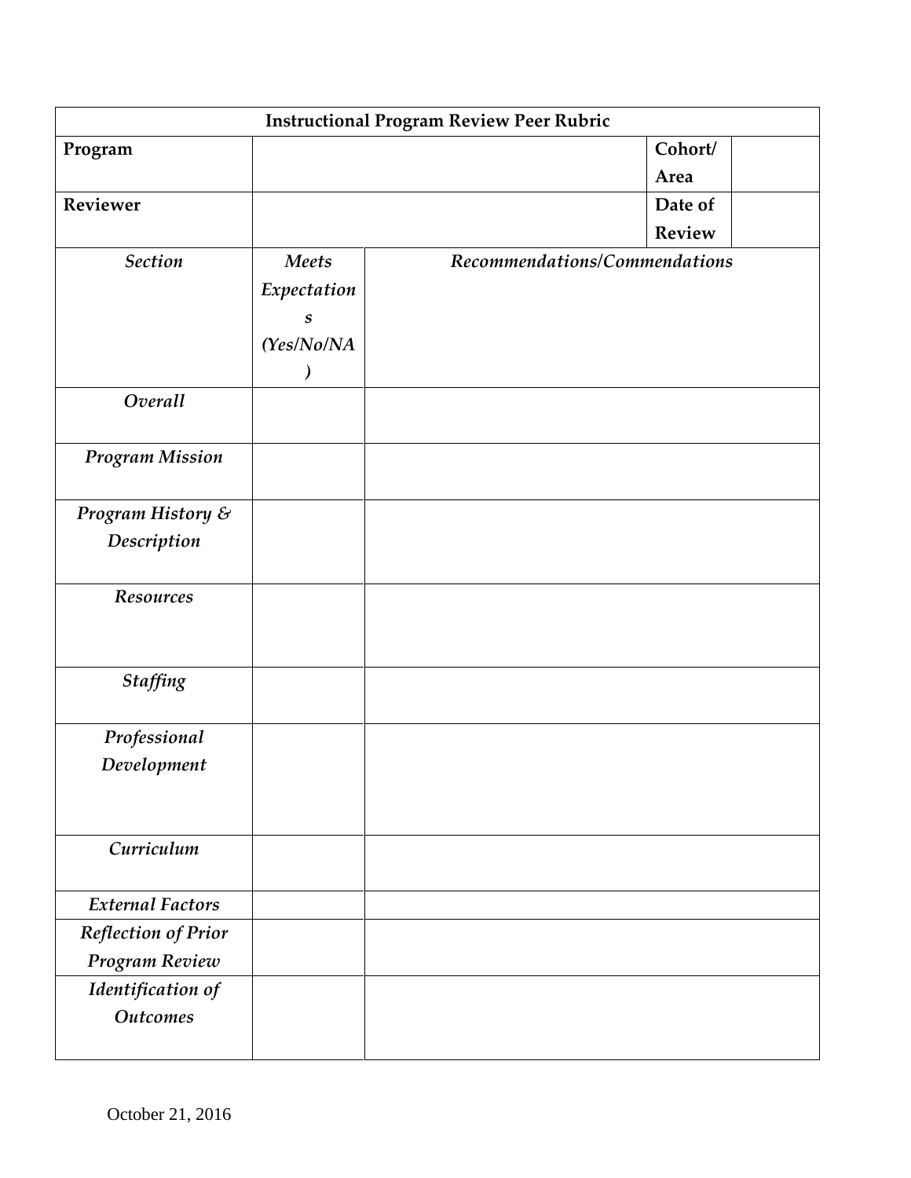| **Instructional Program Review Peer Rubric** | | | |
|---|---|---|---|
| **Program** | | **Cohort/ Area** | |
| **Reviewer** | | **Date of Review** | |
| ***Section*** | ***Meets Expectations (Yes/No/NA)*** | ***Recommendations/Commendations*** | |
| ***Overall*** | | | |
| ***Program Mission*** | | | |
| ***Program History & Description*** | | | |
| ***Resources*** | | | |
| ***Staffing*** | | | |
| ***Professional Development*** | | | |
| ***Curriculum*** | | | |
| ***External Factors*** | | | |
| ***Reflection of Prior Program Review*** | | | |
| ***Identification of Outcomes*** | | | |

October 21, 2016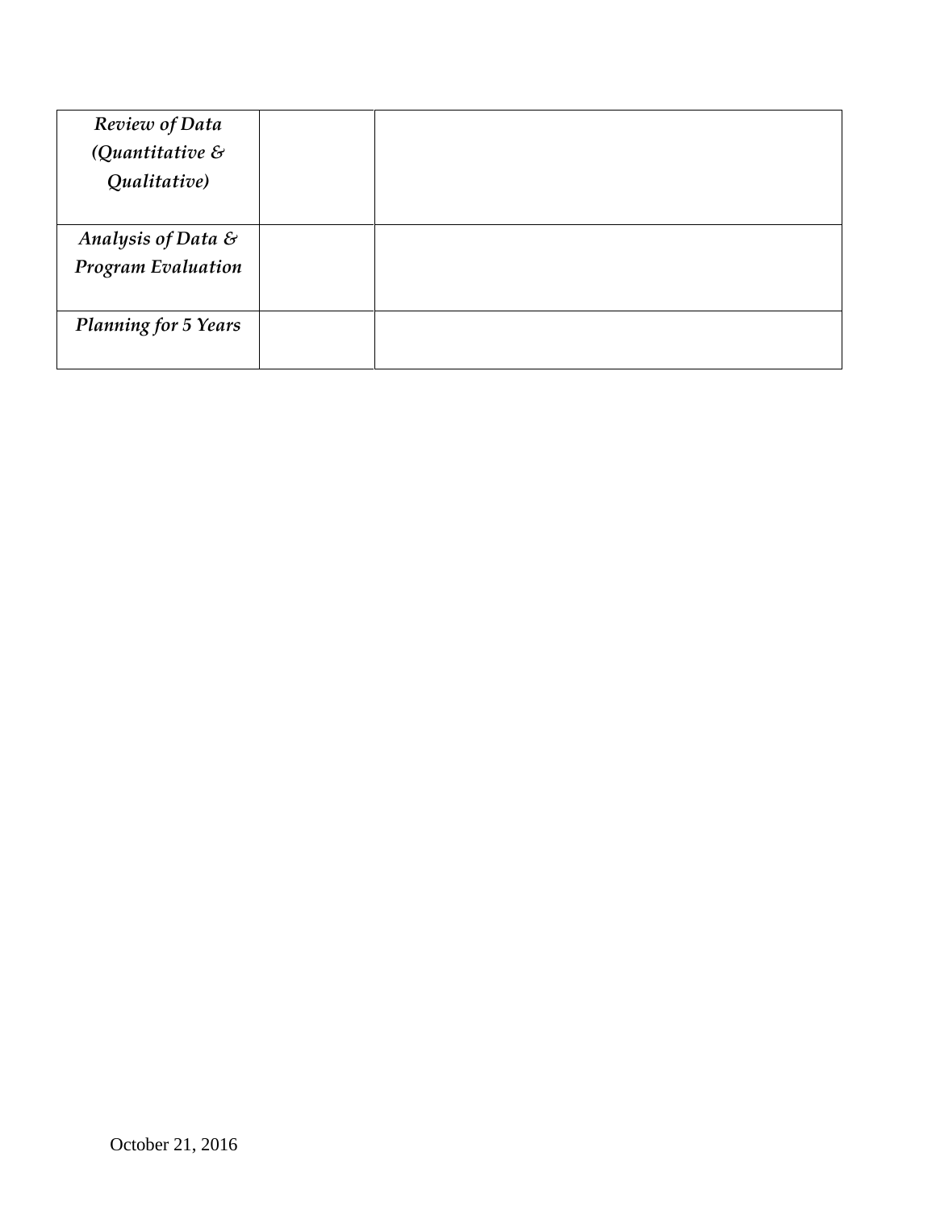| | | |
|---|---|---|
| ***Review of Data (Quantitative & Qualitative)*** | | |
| ***Analysis of Data & Program Evaluation*** | | |
| ***Planning for 5 Years*** | | |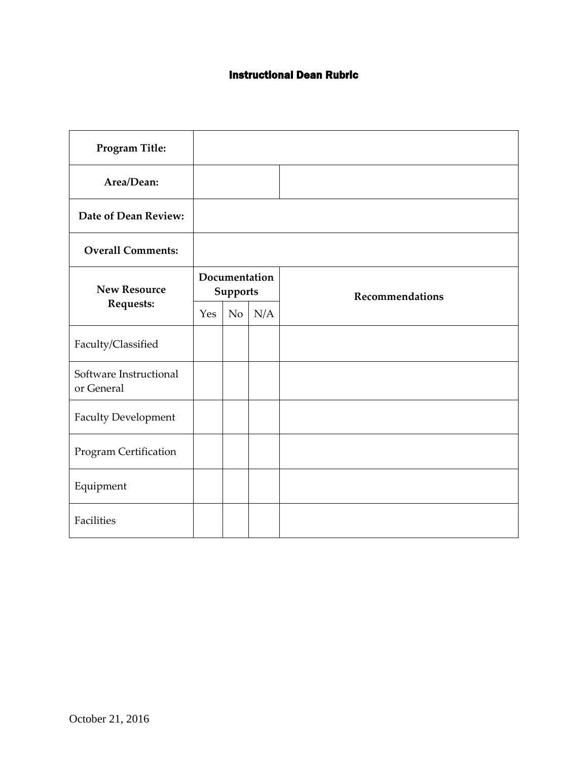# Instructional Dean Rubric

| Program Title: | | | | |
|---|---|---|---|---|
| Area/Dean: | | | | |
| Date of Dean Review: | | | | |
| Overall Comments: | | | | |
| New Resource Requests: | Documentation Supports | | | Recommendations |
| | Yes | No | N/A | |
| Faculty/Classified | | | | |
| Software Instructional or General | | | | |
| Faculty Development | | | | |
| Program Certification | | | | |
| Equipment | | | | |
| Facilities | | | | |

October 21, 2016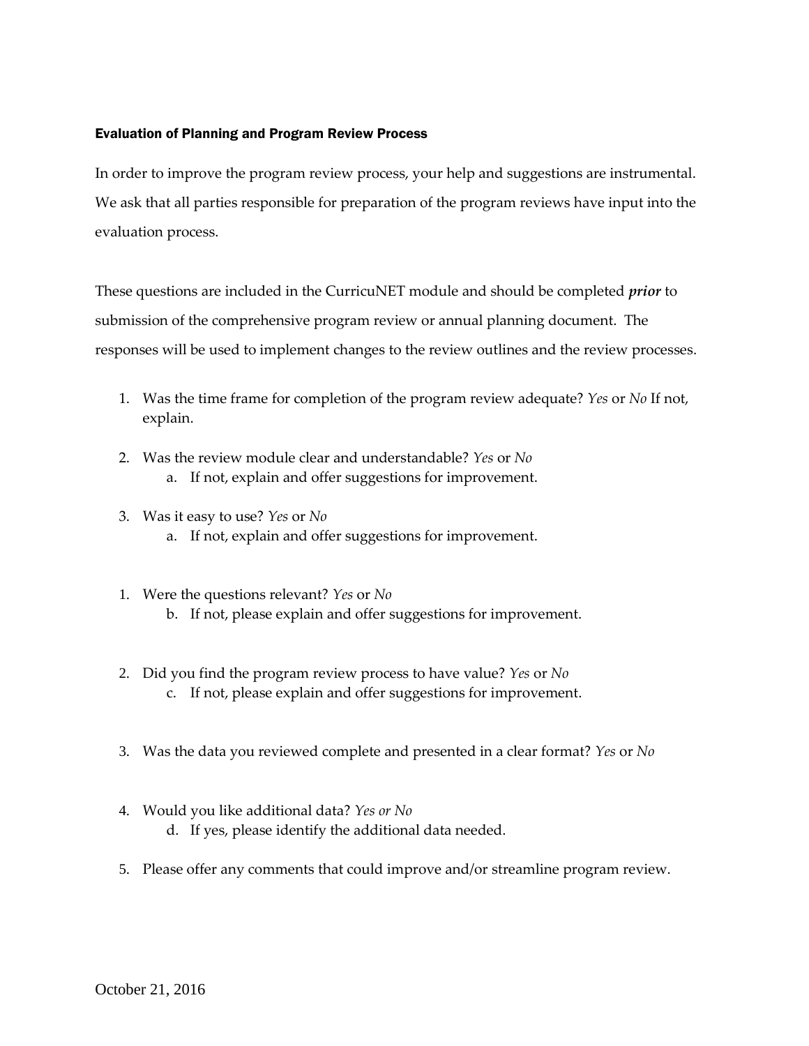#### Evaluation of Planning and Program Review Process

In order to improve the program review process, your help and suggestions are instrumental. We ask that all parties responsible for preparation of the program reviews have input into the evaluation process.

These questions are included in the CurricuNET module and should be completed ***prior*** to submission of the comprehensive program review or annual planning document. The responses will be used to implement changes to the review outlines and the review processes.

1. Was the time frame for completion of the program review adequate? *Yes* or *No* If not, explain.

2. Was the review module clear and understandable? *Yes* or *No*
   a. If not, explain and offer suggestions for improvement.

3. Was it easy to use? *Yes* or *No*
   a. If not, explain and offer suggestions for improvement.

1. Were the questions relevant? *Yes* or *No*
   b. If not, please explain and offer suggestions for improvement.

2. Did you find the program review process to have value? *Yes* or *No*
   c. If not, please explain and offer suggestions for improvement.

3. Was the data you reviewed complete and presented in a clear format? *Yes* or *No*

4. Would you like additional data? *Yes or No*
   d. If yes, please identify the additional data needed.

5. Please offer any comments that could improve and/or streamline program review.

October 21, 2016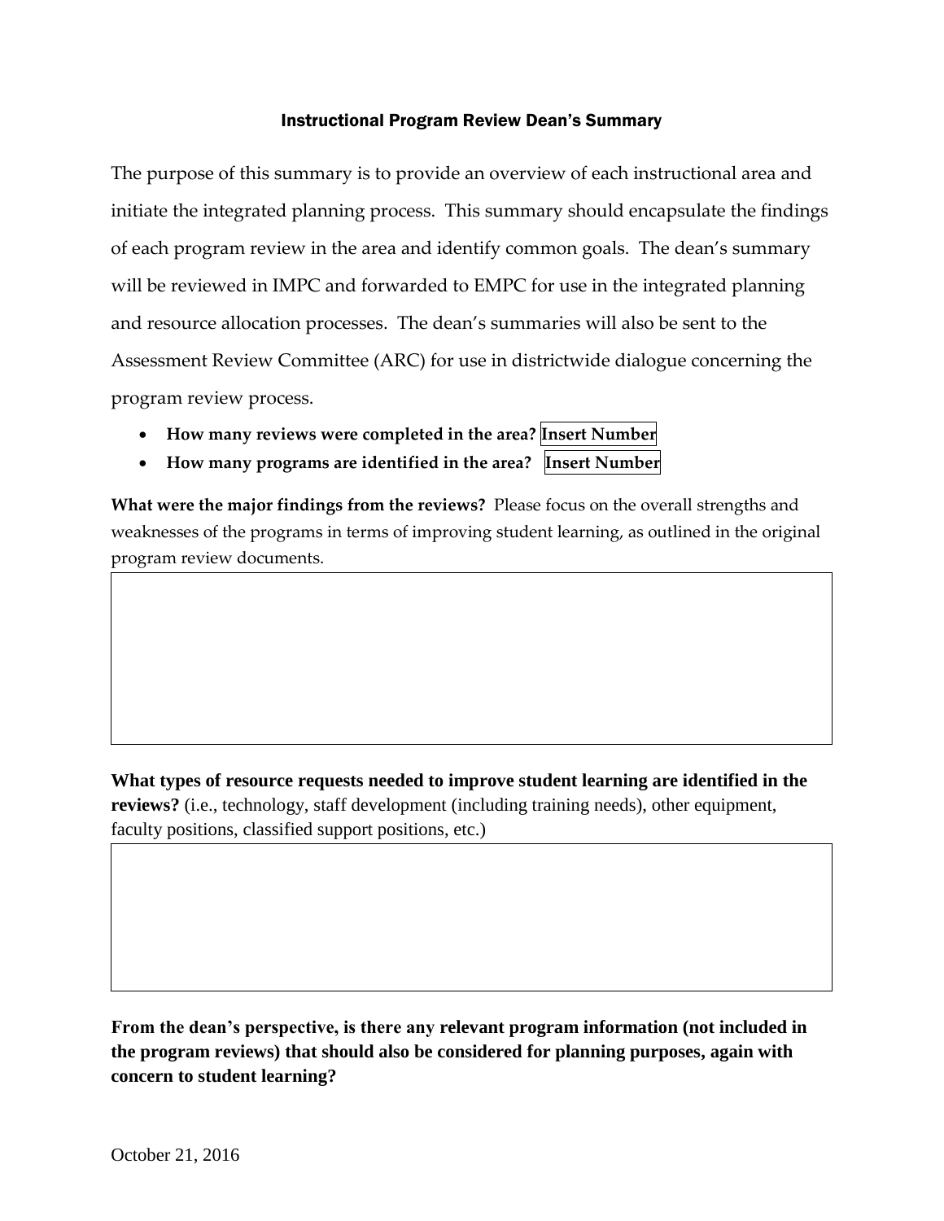### Instructional Program Review Dean's Summary

The purpose of this summary is to provide an overview of each instructional area and initiate the integrated planning process. This summary should encapsulate the findings of each program review in the area and identify common goals. The dean's summary will be reviewed in IMPC and forwarded to EMPC for use in the integrated planning and resource allocation processes. The dean's summaries will also be sent to the Assessment Review Committee (ARC) for use in districtwide dialogue concerning the program review process.

- **How many reviews were completed in the area? Insert Number**
- **How many programs are identified in the area? Insert Number**

**What were the major findings from the reviews?** Please focus on the overall strengths and weaknesses of the programs in terms of improving student learning, as outlined in the original program review documents.

|   |
|---|
|   |

**What types of resource requests needed to improve student learning are identified in the reviews?** (i.e., technology, staff development (including training needs), other equipment, faculty positions, classified support positions, etc.)

|   |
|---|
|   |

**From the dean's perspective, is there any relevant program information (not included in the program reviews) that should also be considered for planning purposes, again with concern to student learning?**

October 21, 2016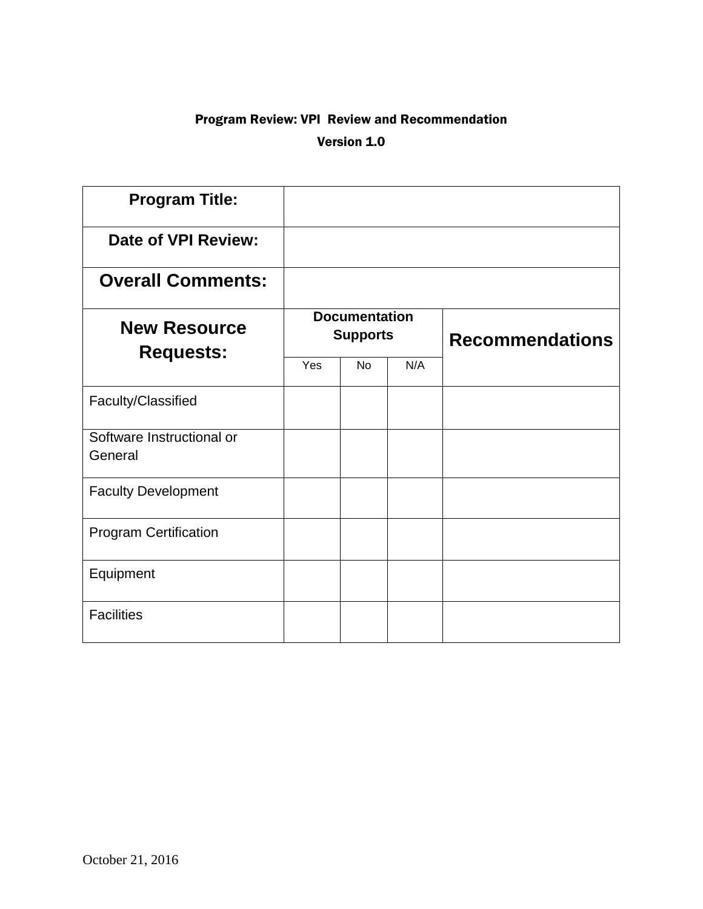**Program Review: VPI Review and Recommendation**

**Version 1.0**

| | | | | |
|---|---|---|---|---|
| **Program Title:** | | | | |
| **Date of VPI Review:** | | | | |
| **Overall Comments:** | | | | |
| **New Resource Requests:** | **Documentation Supports** | | | **Recommendations** |
| | Yes | No | N/A | |
| Faculty/Classified | | | | |
| Software Instructional or General | | | | |
| Faculty Development | | | | |
| Program Certification | | | | |
| Equipment | | | | |
| Facilities | | | | |

October 21, 2016